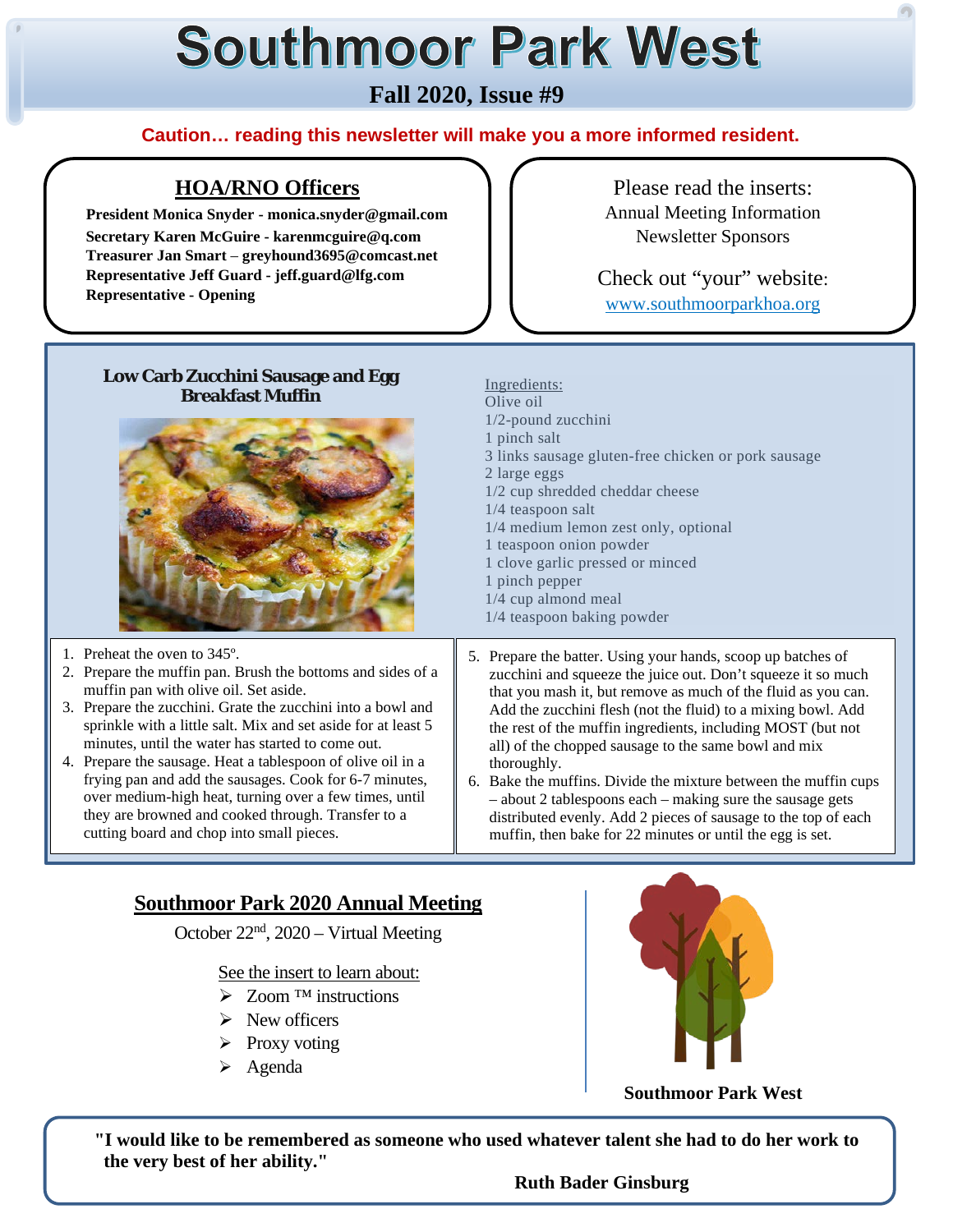# Southmoor Park West

**Fall 2020, Issue #9**

**Caution… reading this newsletter will make you a more informed resident.**

## HOA/RNO Officers

**President Monica Snyder - monica.snyder@gmail.com**
**Secretary Karen McGuire - karenmcguire@q.com**
**Treasurer Jan Smart – greyhound3695@comcast.net**
**Representative Jeff Guard - jeff.guard@lfg.com**
**Representative - Opening**

Please read the inserts:
Annual Meeting Information
Newsletter Sponsors

Check out "your" website:
www.southmoorparkhoa.org

### Low Carb Zucchini Sausage and Egg Breakfast Muffin

Ingredients:
Olive oil
1/2-pound zucchini
1 pinch salt
3 links sausage gluten-free chicken or pork sausage
2 large eggs
1/2 cup shredded cheddar cheese
1/4 teaspoon salt
1/4 medium lemon zest only, optional
1 teaspoon onion powder
1 clove garlic pressed or minced
1 pinch pepper
1/4 cup almond meal
1/4 teaspoon baking powder

1. Preheat the oven to 345º.
2. Prepare the muffin pan. Brush the bottoms and sides of a muffin pan with olive oil. Set aside.
3. Prepare the zucchini. Grate the zucchini into a bowl and sprinkle with a little salt. Mix and set aside for at least 5 minutes, until the water has started to come out.
4. Prepare the sausage. Heat a tablespoon of olive oil in a frying pan and add the sausages. Cook for 6-7 minutes, over medium-high heat, turning over a few times, until they are browned and cooked through. Transfer to a cutting board and chop into small pieces.
5. Prepare the batter. Using your hands, scoop up batches of zucchini and squeeze the juice out. Don't squeeze it so much that you mash it, but remove as much of the fluid as you can. Add the zucchini flesh (not the fluid) to a mixing bowl. Add the rest of the muffin ingredients, including MOST (but not all) of the chopped sausage to the same bowl and mix thoroughly.
6. Bake the muffins. Divide the mixture between the muffin cups – about 2 tablespoons each – making sure the sausage gets distributed evenly. Add 2 pieces of sausage to the top of each muffin, then bake for 22 minutes or until the egg is set.

## Southmoor Park 2020 Annual Meeting

October 22nd, 2020 – Virtual Meeting

See the insert to learn about:

- Zoom ™ instructions
- New officers
- Proxy voting
- Agenda

**Southmoor Park West**

**"I would like to be remembered as someone who used whatever talent she had to do her work to the very best of her ability."**

**Ruth Bader Ginsburg**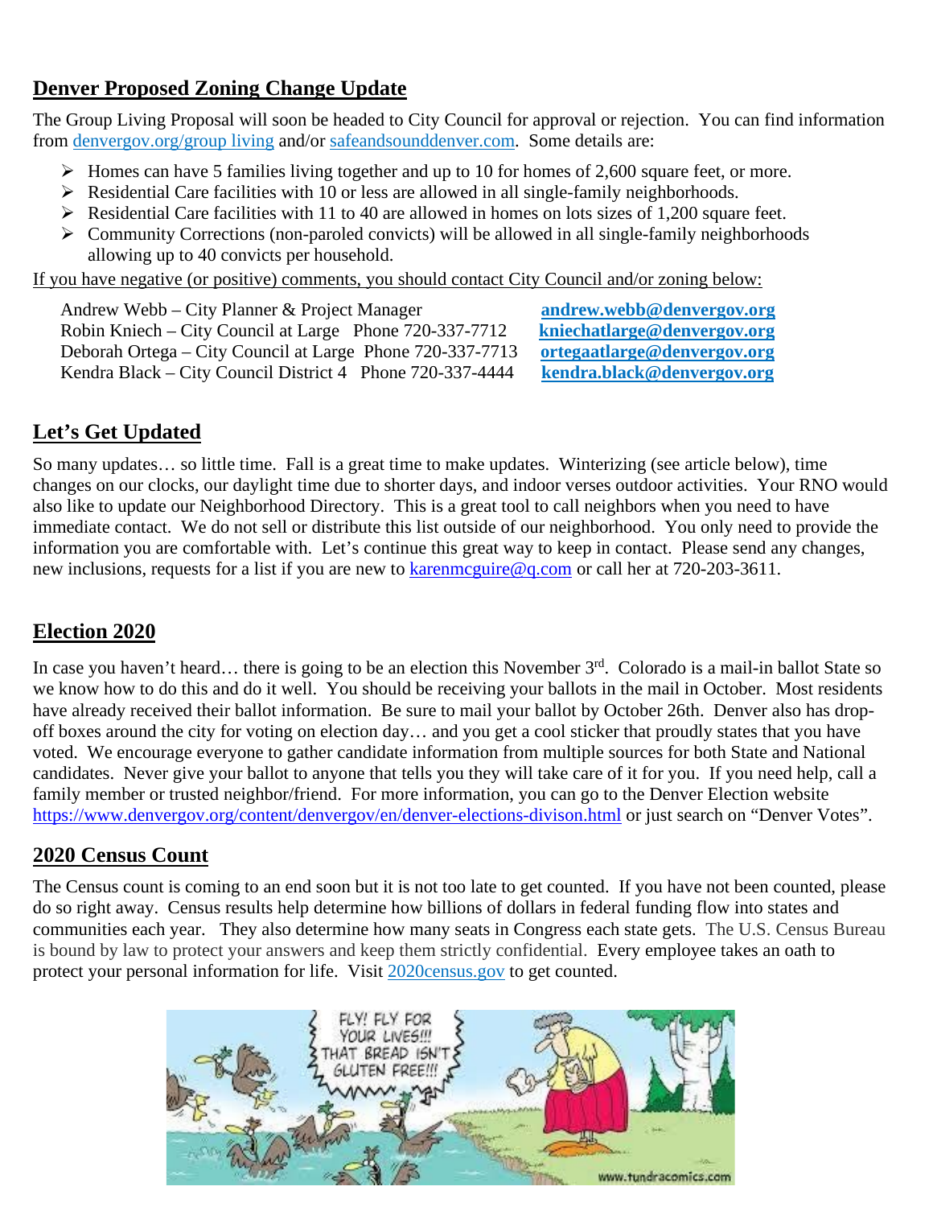## Denver Proposed Zoning Change Update

The Group Living Proposal will soon be headed to City Council for approval or rejection. You can find information from denvergov.org/group living and/or safeandsounddenver.com. Some details are:

- Homes can have 5 families living together and up to 10 for homes of 2,600 square feet, or more.
- Residential Care facilities with 10 or less are allowed in all single-family neighborhoods.
- Residential Care facilities with 11 to 40 are allowed in homes on lots sizes of 1,200 square feet.
- Community Corrections (non-paroled convicts) will be allowed in all single-family neighborhoods allowing up to 40 convicts per household.

If you have negative (or positive) comments, you should contact City Council and/or zoning below:

Andrew Webb – City Planner & Project Manager **andrew.webb@denvergov.org**
Robin Kniech – City Council at Large Phone 720-337-7712 **kniechatlarge@denvergov.org**
Deborah Ortega – City Council at Large Phone 720-337-7713 **ortegaatlarge@denvergov.org**
Kendra Black – City Council District 4 Phone 720-337-4444 **kendra.black@denvergov.org**

## Let's Get Updated

So many updates… so little time. Fall is a great time to make updates. Winterizing (see article below), time changes on our clocks, our daylight time due to shorter days, and indoor verses outdoor activities. Your RNO would also like to update our Neighborhood Directory. This is a great tool to call neighbors when you need to have immediate contact. We do not sell or distribute this list outside of our neighborhood. You only need to provide the information you are comfortable with. Let's continue this great way to keep in contact. Please send any changes, new inclusions, requests for a list if you are new to karenmcguire@q.com or call her at 720-203-3611.

## Election 2020

In case you haven't heard… there is going to be an election this November 3rd. Colorado is a mail-in ballot State so we know how to do this and do it well. You should be receiving your ballots in the mail in October. Most residents have already received their ballot information. Be sure to mail your ballot by October 26th. Denver also has drop-off boxes around the city for voting on election day… and you get a cool sticker that proudly states that you have voted. We encourage everyone to gather candidate information from multiple sources for both State and National candidates. Never give your ballot to anyone that tells you they will take care of it for you. If you need help, call a family member or trusted neighbor/friend. For more information, you can go to the Denver Election website https://www.denvergov.org/content/denvergov/en/denver-elections-divison.html or just search on "Denver Votes".

## 2020 Census Count

The Census count is coming to an end soon but it is not too late to get counted. If you have not been counted, please do so right away. Census results help determine how billions of dollars in federal funding flow into states and communities each year. They also determine how many seats in Congress each state gets. The U.S. Census Bureau is bound by law to protect your answers and keep them strictly confidential. Every employee takes an oath to protect your personal information for life. Visit 2020census.gov to get counted.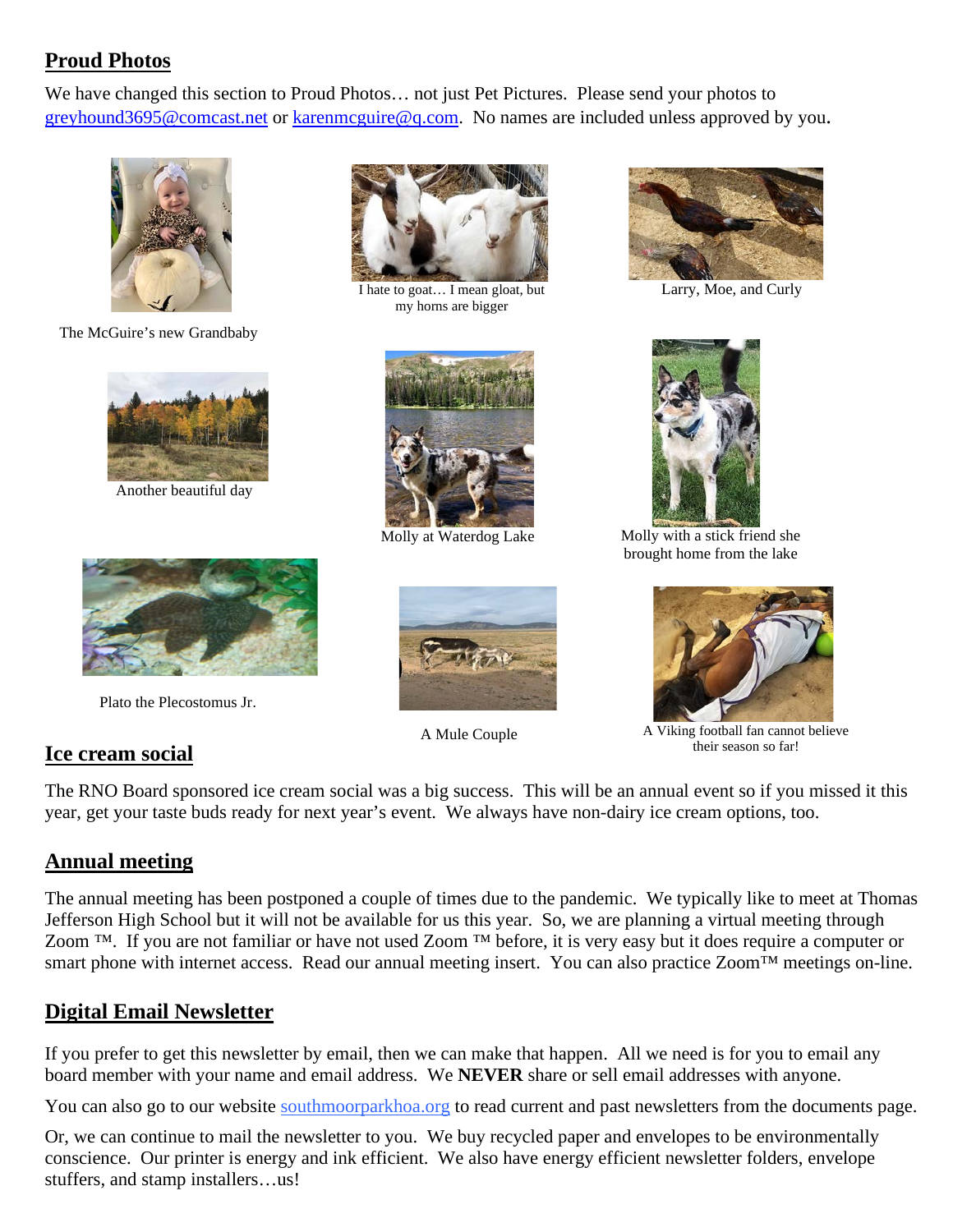## Proud Photos

We have changed this section to Proud Photos… not just Pet Pictures. Please send your photos to greyhound3695@comcast.net or karenmcguire@q.com. No names are included unless approved by you.

The McGuire's new Grandbaby

I hate to goat… I mean gloat, but my horns are bigger

Larry, Moe, and Curly

Another beautiful day

Molly at Waterdog Lake

Molly with a stick friend she brought home from the lake

Plato the Plecostomus Jr.

A Mule Couple

A Viking football fan cannot believe their season so far!

## Ice cream social

The RNO Board sponsored ice cream social was a big success. This will be an annual event so if you missed it this year, get your taste buds ready for next year's event. We always have non-dairy ice cream options, too.

## Annual meeting

The annual meeting has been postponed a couple of times due to the pandemic. We typically like to meet at Thomas Jefferson High School but it will not be available for us this year. So, we are planning a virtual meeting through Zoom ™. If you are not familiar or have not used Zoom ™ before, it is very easy but it does require a computer or smart phone with internet access. Read our annual meeting insert. You can also practice Zoom™ meetings on-line.

## Digital Email Newsletter

If you prefer to get this newsletter by email, then we can make that happen. All we need is for you to email any board member with your name and email address. We **NEVER** share or sell email addresses with anyone.

You can also go to our website southmoorparkhoa.org to read current and past newsletters from the documents page.

Or, we can continue to mail the newsletter to you. We buy recycled paper and envelopes to be environmentally conscience. Our printer is energy and ink efficient. We also have energy efficient newsletter folders, envelope stuffers, and stamp installers…us!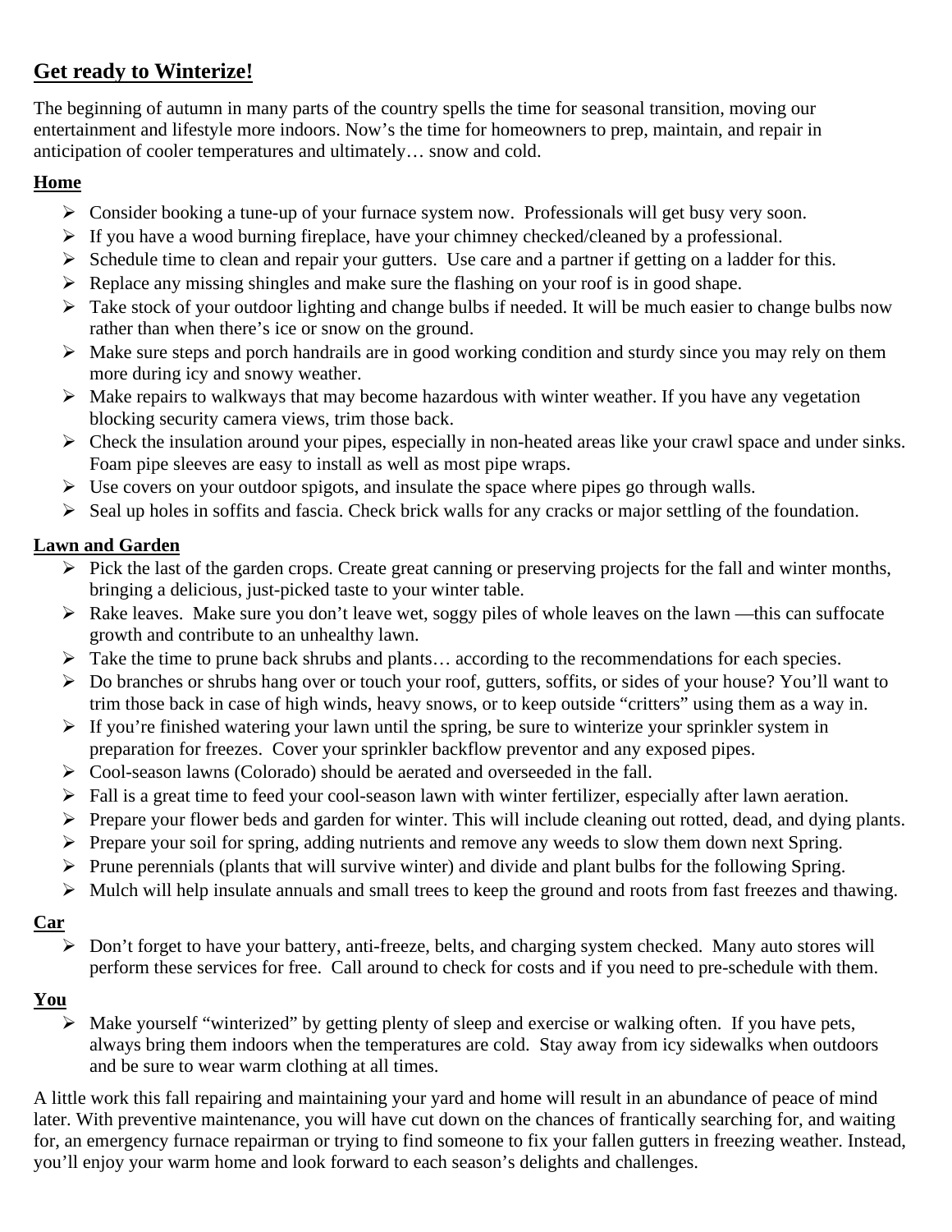## Get ready to Winterize!

The beginning of autumn in many parts of the country spells the time for seasonal transition, moving our entertainment and lifestyle more indoors. Now's the time for homeowners to prep, maintain, and repair in anticipation of cooler temperatures and ultimately… snow and cold.

### Home

- Consider booking a tune-up of your furnace system now. Professionals will get busy very soon.
- If you have a wood burning fireplace, have your chimney checked/cleaned by a professional.
- Schedule time to clean and repair your gutters. Use care and a partner if getting on a ladder for this.
- Replace any missing shingles and make sure the flashing on your roof is in good shape.
- Take stock of your outdoor lighting and change bulbs if needed. It will be much easier to change bulbs now rather than when there's ice or snow on the ground.
- Make sure steps and porch handrails are in good working condition and sturdy since you may rely on them more during icy and snowy weather.
- Make repairs to walkways that may become hazardous with winter weather. If you have any vegetation blocking security camera views, trim those back.
- Check the insulation around your pipes, especially in non-heated areas like your crawl space and under sinks. Foam pipe sleeves are easy to install as well as most pipe wraps.
- Use covers on your outdoor spigots, and insulate the space where pipes go through walls.
- Seal up holes in soffits and fascia. Check brick walls for any cracks or major settling of the foundation.

### Lawn and Garden

- Pick the last of the garden crops. Create great canning or preserving projects for the fall and winter months, bringing a delicious, just-picked taste to your winter table.
- Rake leaves. Make sure you don't leave wet, soggy piles of whole leaves on the lawn —this can suffocate growth and contribute to an unhealthy lawn.
- Take the time to prune back shrubs and plants… according to the recommendations for each species.
- Do branches or shrubs hang over or touch your roof, gutters, soffits, or sides of your house? You'll want to trim those back in case of high winds, heavy snows, or to keep outside "critters" using them as a way in.
- If you're finished watering your lawn until the spring, be sure to winterize your sprinkler system in preparation for freezes. Cover your sprinkler backflow preventor and any exposed pipes.
- Cool-season lawns (Colorado) should be aerated and overseeded in the fall.
- Fall is a great time to feed your cool-season lawn with winter fertilizer, especially after lawn aeration.
- Prepare your flower beds and garden for winter. This will include cleaning out rotted, dead, and dying plants.
- Prepare your soil for spring, adding nutrients and remove any weeds to slow them down next Spring.
- Prune perennials (plants that will survive winter) and divide and plant bulbs for the following Spring.
- Mulch will help insulate annuals and small trees to keep the ground and roots from fast freezes and thawing.

### Car

- Don't forget to have your battery, anti-freeze, belts, and charging system checked. Many auto stores will perform these services for free. Call around to check for costs and if you need to pre-schedule with them.

### You

- Make yourself "winterized" by getting plenty of sleep and exercise or walking often. If you have pets, always bring them indoors when the temperatures are cold. Stay away from icy sidewalks when outdoors and be sure to wear warm clothing at all times.

A little work this fall repairing and maintaining your yard and home will result in an abundance of peace of mind later. With preventive maintenance, you will have cut down on the chances of frantically searching for, and waiting for, an emergency furnace repairman or trying to find someone to fix your fallen gutters in freezing weather. Instead, you'll enjoy your warm home and look forward to each season's delights and challenges.